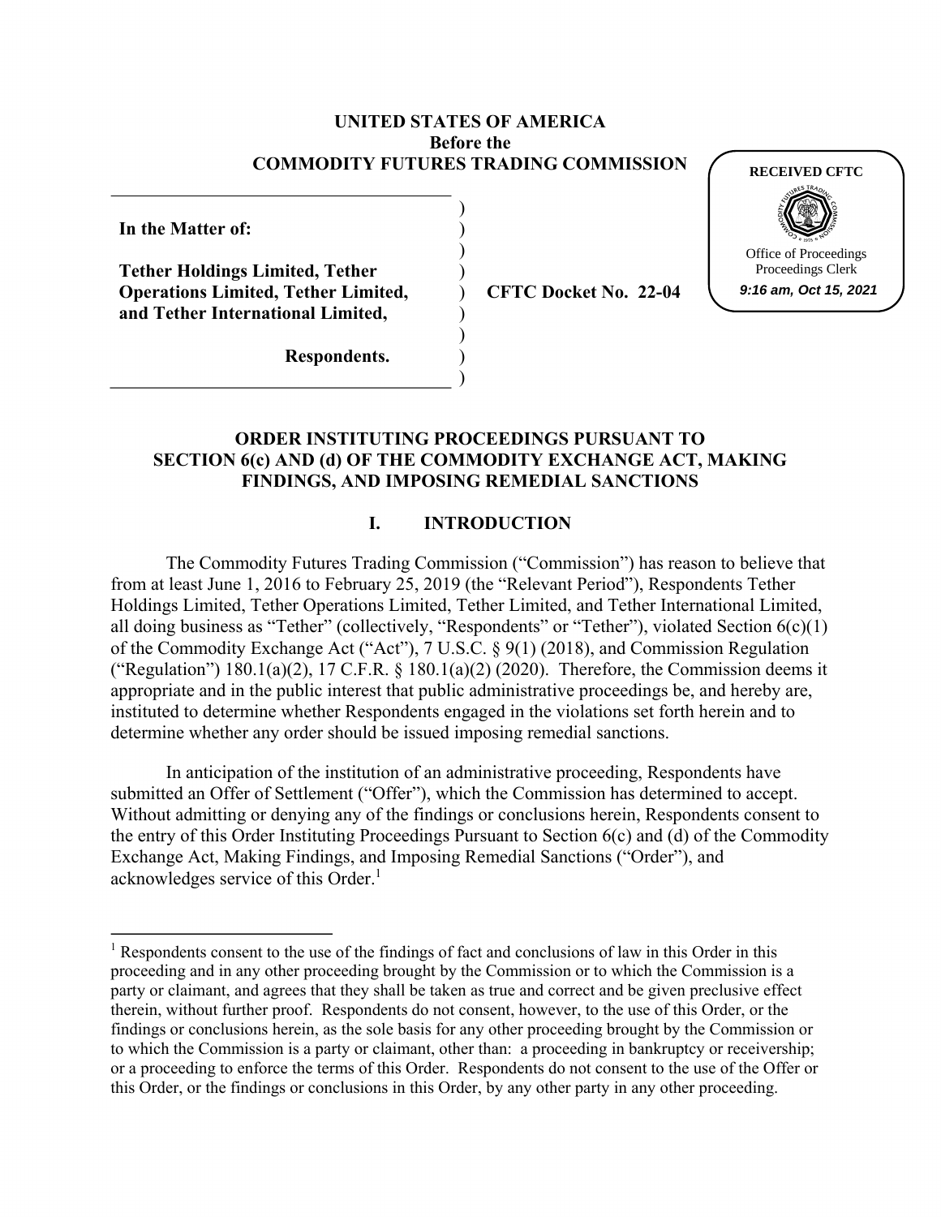**UNITED STATES OF AMERICA**
**Before the**
**COMMODITY FUTURES TRADING COMMISSION**

RECEIVED CFTC
Office of Proceedings
Proceedings Clerk
*9:16 am, Oct 15, 2021*

**In the Matter of:**

**Tether Holdings Limited, Tether Operations Limited, Tether Limited, and Tether International Limited,**

**Respondents.**

**CFTC Docket No. 22-04**

## ORDER INSTITUTING PROCEEDINGS PURSUANT TO SECTION 6(c) AND (d) OF THE COMMODITY EXCHANGE ACT, MAKING FINDINGS, AND IMPOSING REMEDIAL SANCTIONS

### I. INTRODUCTION

The Commodity Futures Trading Commission ("Commission") has reason to believe that from at least June 1, 2016 to February 25, 2019 (the "Relevant Period"), Respondents Tether Holdings Limited, Tether Operations Limited, Tether Limited, and Tether International Limited, all doing business as "Tether" (collectively, "Respondents" or "Tether"), violated Section 6(c)(1) of the Commodity Exchange Act ("Act"), 7 U.S.C. § 9(1) (2018), and Commission Regulation ("Regulation") 180.1(a)(2), 17 C.F.R. § 180.1(a)(2) (2020). Therefore, the Commission deems it appropriate and in the public interest that public administrative proceedings be, and hereby are, instituted to determine whether Respondents engaged in the violations set forth herein and to determine whether any order should be issued imposing remedial sanctions.

In anticipation of the institution of an administrative proceeding, Respondents have submitted an Offer of Settlement ("Offer"), which the Commission has determined to accept. Without admitting or denying any of the findings or conclusions herein, Respondents consent to the entry of this Order Instituting Proceedings Pursuant to Section 6(c) and (d) of the Commodity Exchange Act, Making Findings, and Imposing Remedial Sanctions ("Order"), and acknowledges service of this Order.[1]

---

[1] Respondents consent to the use of the findings of fact and conclusions of law in this Order in this proceeding and in any other proceeding brought by the Commission or to which the Commission is a party or claimant, and agrees that they shall be taken as true and correct and be given preclusive effect therein, without further proof. Respondents do not consent, however, to the use of this Order, or the findings or conclusions herein, as the sole basis for any other proceeding brought by the Commission or to which the Commission is a party or claimant, other than: a proceeding in bankruptcy or receivership; or a proceeding to enforce the terms of this Order. Respondents do not consent to the use of the Offer or this Order, or the findings or conclusions in this Order, by any other party in any other proceeding.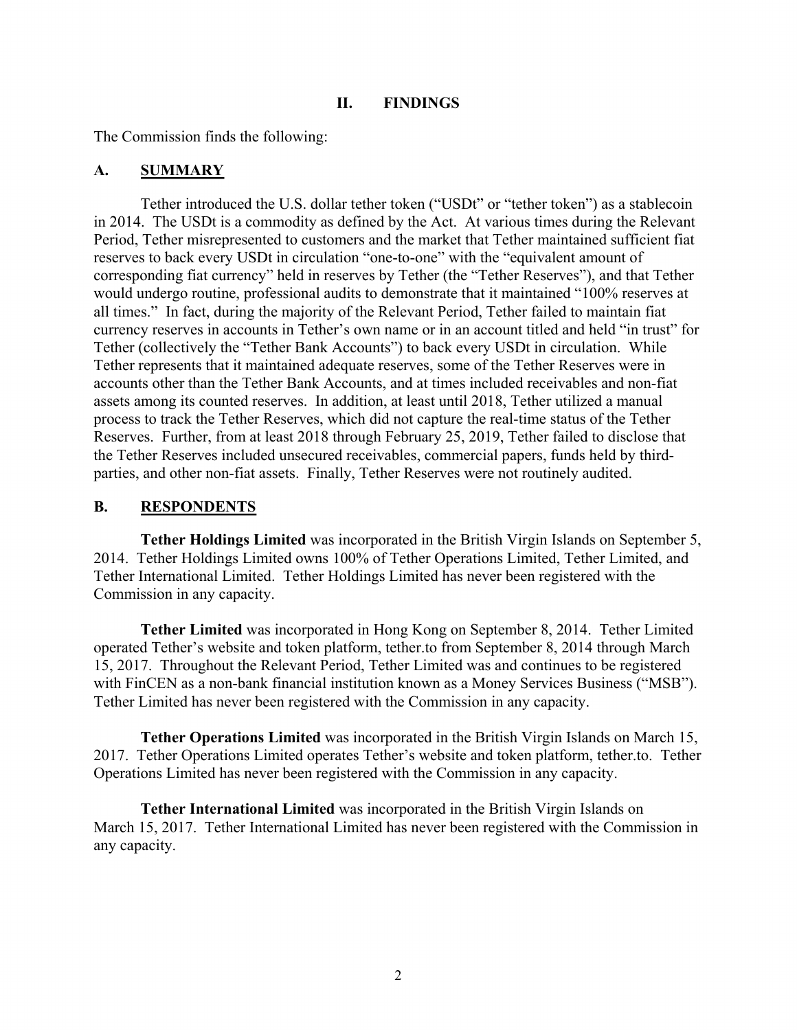## II. FINDINGS

The Commission finds the following:

### A. SUMMARY

Tether introduced the U.S. dollar tether token ("USDt" or "tether token") as a stablecoin in 2014. The USDt is a commodity as defined by the Act. At various times during the Relevant Period, Tether misrepresented to customers and the market that Tether maintained sufficient fiat reserves to back every USDt in circulation "one-to-one" with the "equivalent amount of corresponding fiat currency" held in reserves by Tether (the "Tether Reserves"), and that Tether would undergo routine, professional audits to demonstrate that it maintained "100% reserves at all times." In fact, during the majority of the Relevant Period, Tether failed to maintain fiat currency reserves in accounts in Tether's own name or in an account titled and held "in trust" for Tether (collectively the "Tether Bank Accounts") to back every USDt in circulation. While Tether represents that it maintained adequate reserves, some of the Tether Reserves were in accounts other than the Tether Bank Accounts, and at times included receivables and non-fiat assets among its counted reserves. In addition, at least until 2018, Tether utilized a manual process to track the Tether Reserves, which did not capture the real-time status of the Tether Reserves. Further, from at least 2018 through February 25, 2019, Tether failed to disclose that the Tether Reserves included unsecured receivables, commercial papers, funds held by third-parties, and other non-fiat assets. Finally, Tether Reserves were not routinely audited.

### B. RESPONDENTS

**Tether Holdings Limited** was incorporated in the British Virgin Islands on September 5, 2014. Tether Holdings Limited owns 100% of Tether Operations Limited, Tether Limited, and Tether International Limited. Tether Holdings Limited has never been registered with the Commission in any capacity.

**Tether Limited** was incorporated in Hong Kong on September 8, 2014. Tether Limited operated Tether's website and token platform, tether.to from September 8, 2014 through March 15, 2017. Throughout the Relevant Period, Tether Limited was and continues to be registered with FinCEN as a non-bank financial institution known as a Money Services Business ("MSB"). Tether Limited has never been registered with the Commission in any capacity.

**Tether Operations Limited** was incorporated in the British Virgin Islands on March 15, 2017. Tether Operations Limited operates Tether's website and token platform, tether.to. Tether Operations Limited has never been registered with the Commission in any capacity.

**Tether International Limited** was incorporated in the British Virgin Islands on March 15, 2017. Tether International Limited has never been registered with the Commission in any capacity.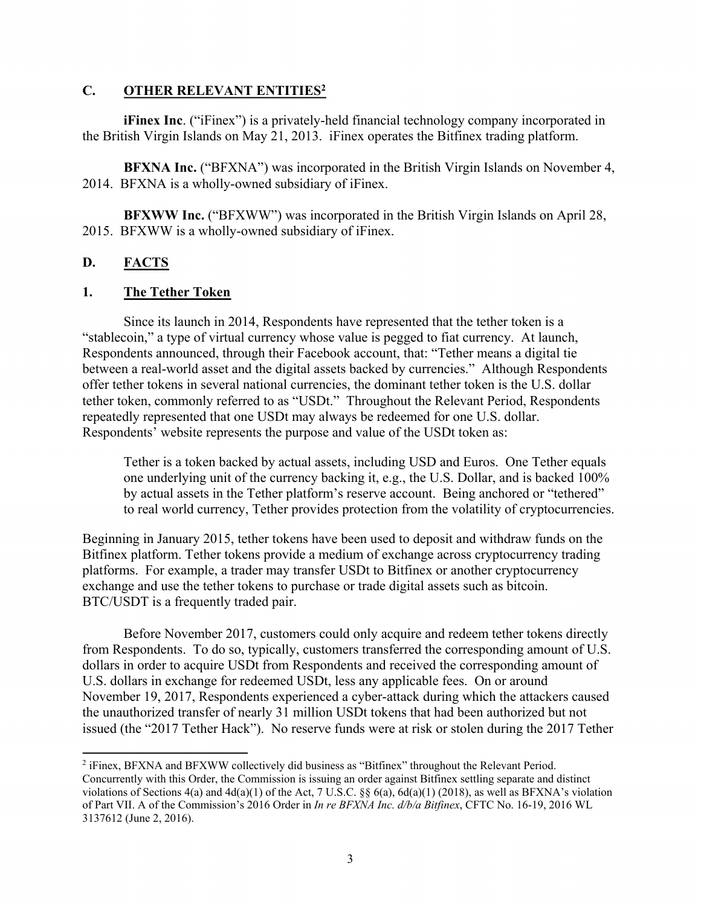## C. OTHER RELEVANT ENTITIES[2]

**iFinex Inc**. ("iFinex") is a privately-held financial technology company incorporated in the British Virgin Islands on May 21, 2013. iFinex operates the Bitfinex trading platform.

**BFXNA Inc.** ("BFXNA") was incorporated in the British Virgin Islands on November 4, 2014. BFXNA is a wholly-owned subsidiary of iFinex.

**BFXWW Inc.** ("BFXWW") was incorporated in the British Virgin Islands on April 28, 2015. BFXWW is a wholly-owned subsidiary of iFinex.

## D. FACTS

### 1. The Tether Token

Since its launch in 2014, Respondents have represented that the tether token is a "stablecoin," a type of virtual currency whose value is pegged to fiat currency. At launch, Respondents announced, through their Facebook account, that: "Tether means a digital tie between a real-world asset and the digital assets backed by currencies." Although Respondents offer tether tokens in several national currencies, the dominant tether token is the U.S. dollar tether token, commonly referred to as "USDt." Throughout the Relevant Period, Respondents repeatedly represented that one USDt may always be redeemed for one U.S. dollar. Respondents' website represents the purpose and value of the USDt token as:

> Tether is a token backed by actual assets, including USD and Euros. One Tether equals one underlying unit of the currency backing it, e.g., the U.S. Dollar, and is backed 100% by actual assets in the Tether platform's reserve account. Being anchored or "tethered" to real world currency, Tether provides protection from the volatility of cryptocurrencies.

Beginning in January 2015, tether tokens have been used to deposit and withdraw funds on the Bitfinex platform. Tether tokens provide a medium of exchange across cryptocurrency trading platforms. For example, a trader may transfer USDt to Bitfinex or another cryptocurrency exchange and use the tether tokens to purchase or trade digital assets such as bitcoin. BTC/USDT is a frequently traded pair.

Before November 2017, customers could only acquire and redeem tether tokens directly from Respondents. To do so, typically, customers transferred the corresponding amount of U.S. dollars in order to acquire USDt from Respondents and received the corresponding amount of U.S. dollars in exchange for redeemed USDt, less any applicable fees. On or around November 19, 2017, Respondents experienced a cyber-attack during which the attackers caused the unauthorized transfer of nearly 31 million USDt tokens that had been authorized but not issued (the "2017 Tether Hack"). No reserve funds were at risk or stolen during the 2017 Tether

---

[2] iFinex, BFXNA and BFXWW collectively did business as "Bitfinex" throughout the Relevant Period. Concurrently with this Order, the Commission is issuing an order against Bitfinex settling separate and distinct violations of Sections 4(a) and 4d(a)(1) of the Act, 7 U.S.C. §§ 6(a), 6d(a)(1) (2018), as well as BFXNA's violation of Part VII. A of the Commission's 2016 Order in *In re BFXNA Inc. d/b/a Bitfinex*, CFTC No. 16-19, 2016 WL 3137612 (June 2, 2016).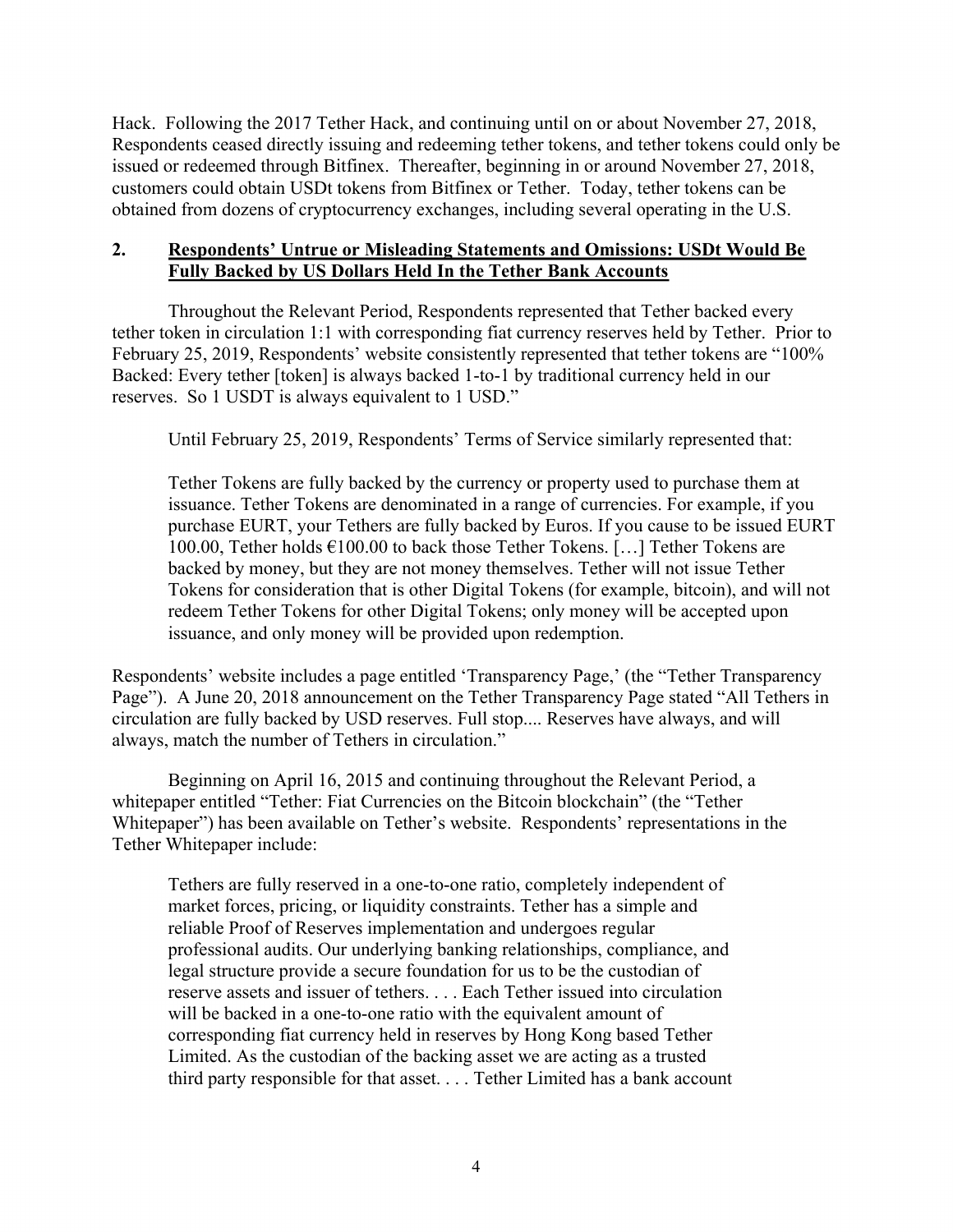Hack. Following the 2017 Tether Hack, and continuing until on or about November 27, 2018, Respondents ceased directly issuing and redeeming tether tokens, and tether tokens could only be issued or redeemed through Bitfinex. Thereafter, beginning in or around November 27, 2018, customers could obtain USDt tokens from Bitfinex or Tether. Today, tether tokens can be obtained from dozens of cryptocurrency exchanges, including several operating in the U.S.

## 2. Respondents' Untrue or Misleading Statements and Omissions: USDt Would Be Fully Backed by US Dollars Held In the Tether Bank Accounts

Throughout the Relevant Period, Respondents represented that Tether backed every tether token in circulation 1:1 with corresponding fiat currency reserves held by Tether. Prior to February 25, 2019, Respondents' website consistently represented that tether tokens are "100% Backed: Every tether [token] is always backed 1-to-1 by traditional currency held in our reserves. So 1 USDT is always equivalent to 1 USD."

Until February 25, 2019, Respondents' Terms of Service similarly represented that:

> Tether Tokens are fully backed by the currency or property used to purchase them at issuance. Tether Tokens are denominated in a range of currencies. For example, if you purchase EURT, your Tethers are fully backed by Euros. If you cause to be issued EURT 100.00, Tether holds €100.00 to back those Tether Tokens. […] Tether Tokens are backed by money, but they are not money themselves. Tether will not issue Tether Tokens for consideration that is other Digital Tokens (for example, bitcoin), and will not redeem Tether Tokens for other Digital Tokens; only money will be accepted upon issuance, and only money will be provided upon redemption.

Respondents' website includes a page entitled 'Transparency Page,' (the "Tether Transparency Page"). A June 20, 2018 announcement on the Tether Transparency Page stated "All Tethers in circulation are fully backed by USD reserves. Full stop.... Reserves have always, and will always, match the number of Tethers in circulation."

Beginning on April 16, 2015 and continuing throughout the Relevant Period, a whitepaper entitled "Tether: Fiat Currencies on the Bitcoin blockchain" (the "Tether Whitepaper") has been available on Tether's website. Respondents' representations in the Tether Whitepaper include:

> Tethers are fully reserved in a one-to-one ratio, completely independent of market forces, pricing, or liquidity constraints. Tether has a simple and reliable Proof of Reserves implementation and undergoes regular professional audits. Our underlying banking relationships, compliance, and legal structure provide a secure foundation for us to be the custodian of reserve assets and issuer of tethers. . . . Each Tether issued into circulation will be backed in a one-to-one ratio with the equivalent amount of corresponding fiat currency held in reserves by Hong Kong based Tether Limited. As the custodian of the backing asset we are acting as a trusted third party responsible for that asset. . . . Tether Limited has a bank account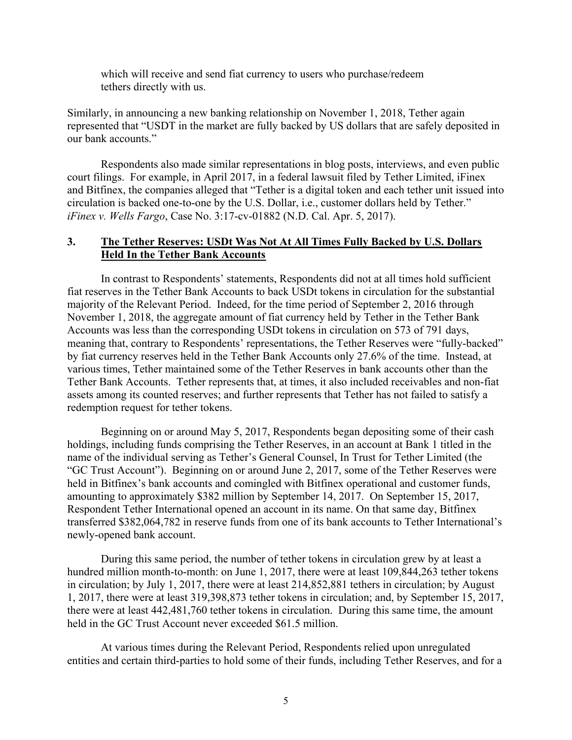which will receive and send fiat currency to users who purchase/redeem tethers directly with us.

Similarly, in announcing a new banking relationship on November 1, 2018, Tether again represented that "USDT in the market are fully backed by US dollars that are safely deposited in our bank accounts."

Respondents also made similar representations in blog posts, interviews, and even public court filings. For example, in April 2017, in a federal lawsuit filed by Tether Limited, iFinex and Bitfinex, the companies alleged that "Tether is a digital token and each tether unit issued into circulation is backed one-to-one by the U.S. Dollar, i.e., customer dollars held by Tether." *iFinex v. Wells Fargo*, Case No. 3:17-cv-01882 (N.D. Cal. Apr. 5, 2017).

### 3. The Tether Reserves: USDt Was Not At All Times Fully Backed by U.S. Dollars Held In the Tether Bank Accounts

In contrast to Respondents' statements, Respondents did not at all times hold sufficient fiat reserves in the Tether Bank Accounts to back USDt tokens in circulation for the substantial majority of the Relevant Period. Indeed, for the time period of September 2, 2016 through November 1, 2018, the aggregate amount of fiat currency held by Tether in the Tether Bank Accounts was less than the corresponding USDt tokens in circulation on 573 of 791 days, meaning that, contrary to Respondents' representations, the Tether Reserves were "fully-backed" by fiat currency reserves held in the Tether Bank Accounts only 27.6% of the time. Instead, at various times, Tether maintained some of the Tether Reserves in bank accounts other than the Tether Bank Accounts. Tether represents that, at times, it also included receivables and non-fiat assets among its counted reserves; and further represents that Tether has not failed to satisfy a redemption request for tether tokens.

Beginning on or around May 5, 2017, Respondents began depositing some of their cash holdings, including funds comprising the Tether Reserves, in an account at Bank 1 titled in the name of the individual serving as Tether's General Counsel, In Trust for Tether Limited (the "GC Trust Account"). Beginning on or around June 2, 2017, some of the Tether Reserves were held in Bitfinex's bank accounts and comingled with Bitfinex operational and customer funds, amounting to approximately $382 million by September 14, 2017. On September 15, 2017, Respondent Tether International opened an account in its name. On that same day, Bitfinex transferred $382,064,782 in reserve funds from one of its bank accounts to Tether International's newly-opened bank account.

During this same period, the number of tether tokens in circulation grew by at least a hundred million month-to-month: on June 1, 2017, there were at least 109,844,263 tether tokens in circulation; by July 1, 2017, there were at least 214,852,881 tethers in circulation; by August 1, 2017, there were at least 319,398,873 tether tokens in circulation; and, by September 15, 2017, there were at least 442,481,760 tether tokens in circulation. During this same time, the amount held in the GC Trust Account never exceeded $61.5 million.

At various times during the Relevant Period, Respondents relied upon unregulated entities and certain third-parties to hold some of their funds, including Tether Reserves, and for a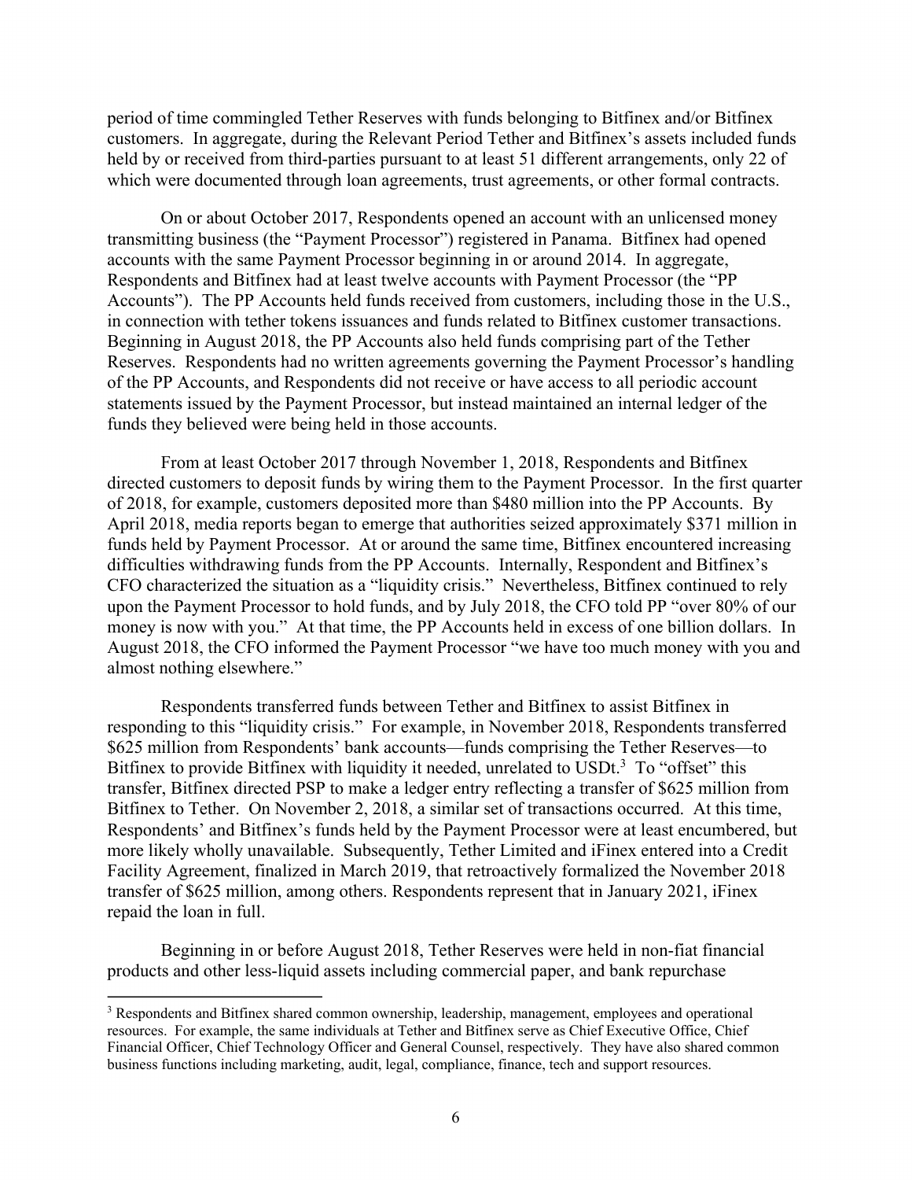period of time commingled Tether Reserves with funds belonging to Bitfinex and/or Bitfinex customers. In aggregate, during the Relevant Period Tether and Bitfinex's assets included funds held by or received from third-parties pursuant to at least 51 different arrangements, only 22 of which were documented through loan agreements, trust agreements, or other formal contracts.

On or about October 2017, Respondents opened an account with an unlicensed money transmitting business (the "Payment Processor") registered in Panama. Bitfinex had opened accounts with the same Payment Processor beginning in or around 2014. In aggregate, Respondents and Bitfinex had at least twelve accounts with Payment Processor (the "PP Accounts"). The PP Accounts held funds received from customers, including those in the U.S., in connection with tether tokens issuances and funds related to Bitfinex customer transactions. Beginning in August 2018, the PP Accounts also held funds comprising part of the Tether Reserves. Respondents had no written agreements governing the Payment Processor's handling of the PP Accounts, and Respondents did not receive or have access to all periodic account statements issued by the Payment Processor, but instead maintained an internal ledger of the funds they believed were being held in those accounts.

From at least October 2017 through November 1, 2018, Respondents and Bitfinex directed customers to deposit funds by wiring them to the Payment Processor. In the first quarter of 2018, for example, customers deposited more than $480 million into the PP Accounts. By April 2018, media reports began to emerge that authorities seized approximately $371 million in funds held by Payment Processor. At or around the same time, Bitfinex encountered increasing difficulties withdrawing funds from the PP Accounts. Internally, Respondent and Bitfinex's CFO characterized the situation as a "liquidity crisis." Nevertheless, Bitfinex continued to rely upon the Payment Processor to hold funds, and by July 2018, the CFO told PP "over 80% of our money is now with you." At that time, the PP Accounts held in excess of one billion dollars. In August 2018, the CFO informed the Payment Processor "we have too much money with you and almost nothing elsewhere."

Respondents transferred funds between Tether and Bitfinex to assist Bitfinex in responding to this "liquidity crisis." For example, in November 2018, Respondents transferred $625 million from Respondents' bank accounts—funds comprising the Tether Reserves—to Bitfinex to provide Bitfinex with liquidity it needed, unrelated to USDt.[3] To "offset" this transfer, Bitfinex directed PSP to make a ledger entry reflecting a transfer of $625 million from Bitfinex to Tether. On November 2, 2018, a similar set of transactions occurred. At this time, Respondents' and Bitfinex's funds held by the Payment Processor were at least encumbered, but more likely wholly unavailable. Subsequently, Tether Limited and iFinex entered into a Credit Facility Agreement, finalized in March 2019, that retroactively formalized the November 2018 transfer of $625 million, among others. Respondents represent that in January 2021, iFinex repaid the loan in full.

Beginning in or before August 2018, Tether Reserves were held in non-fiat financial products and other less-liquid assets including commercial paper, and bank repurchase

[3] Respondents and Bitfinex shared common ownership, leadership, management, employees and operational resources. For example, the same individuals at Tether and Bitfinex serve as Chief Executive Office, Chief Financial Officer, Chief Technology Officer and General Counsel, respectively. They have also shared common business functions including marketing, audit, legal, compliance, finance, tech and support resources.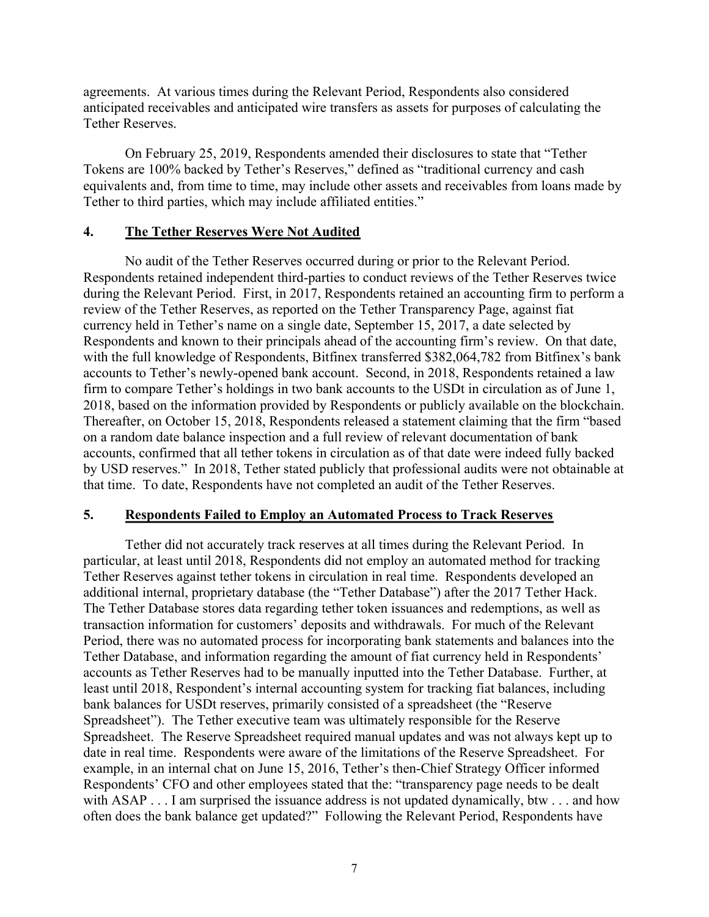agreements. At various times during the Relevant Period, Respondents also considered anticipated receivables and anticipated wire transfers as assets for purposes of calculating the Tether Reserves.

On February 25, 2019, Respondents amended their disclosures to state that "Tether Tokens are 100% backed by Tether's Reserves," defined as "traditional currency and cash equivalents and, from time to time, may include other assets and receivables from loans made by Tether to third parties, which may include affiliated entities."

## 4. <u>The Tether Reserves Were Not Audited</u>

No audit of the Tether Reserves occurred during or prior to the Relevant Period. Respondents retained independent third-parties to conduct reviews of the Tether Reserves twice during the Relevant Period. First, in 2017, Respondents retained an accounting firm to perform a review of the Tether Reserves, as reported on the Tether Transparency Page, against fiat currency held in Tether's name on a single date, September 15, 2017, a date selected by Respondents and known to their principals ahead of the accounting firm's review. On that date, with the full knowledge of Respondents, Bitfinex transferred $382,064,782 from Bitfinex's bank accounts to Tether's newly-opened bank account. Second, in 2018, Respondents retained a law firm to compare Tether's holdings in two bank accounts to the USDt in circulation as of June 1, 2018, based on the information provided by Respondents or publicly available on the blockchain. Thereafter, on October 15, 2018, Respondents released a statement claiming that the firm "based on a random date balance inspection and a full review of relevant documentation of bank accounts, confirmed that all tether tokens in circulation as of that date were indeed fully backed by USD reserves." In 2018, Tether stated publicly that professional audits were not obtainable at that time. To date, Respondents have not completed an audit of the Tether Reserves.

## 5. <u>Respondents Failed to Employ an Automated Process to Track Reserves</u>

Tether did not accurately track reserves at all times during the Relevant Period. In particular, at least until 2018, Respondents did not employ an automated method for tracking Tether Reserves against tether tokens in circulation in real time. Respondents developed an additional internal, proprietary database (the "Tether Database") after the 2017 Tether Hack. The Tether Database stores data regarding tether token issuances and redemptions, as well as transaction information for customers' deposits and withdrawals. For much of the Relevant Period, there was no automated process for incorporating bank statements and balances into the Tether Database, and information regarding the amount of fiat currency held in Respondents' accounts as Tether Reserves had to be manually inputted into the Tether Database. Further, at least until 2018, Respondent's internal accounting system for tracking fiat balances, including bank balances for USDt reserves, primarily consisted of a spreadsheet (the "Reserve Spreadsheet"). The Tether executive team was ultimately responsible for the Reserve Spreadsheet. The Reserve Spreadsheet required manual updates and was not always kept up to date in real time. Respondents were aware of the limitations of the Reserve Spreadsheet. For example, in an internal chat on June 15, 2016, Tether's then-Chief Strategy Officer informed Respondents' CFO and other employees stated that the: "transparency page needs to be dealt with ASAP . . . I am surprised the issuance address is not updated dynamically, btw . . . and how often does the bank balance get updated?" Following the Relevant Period, Respondents have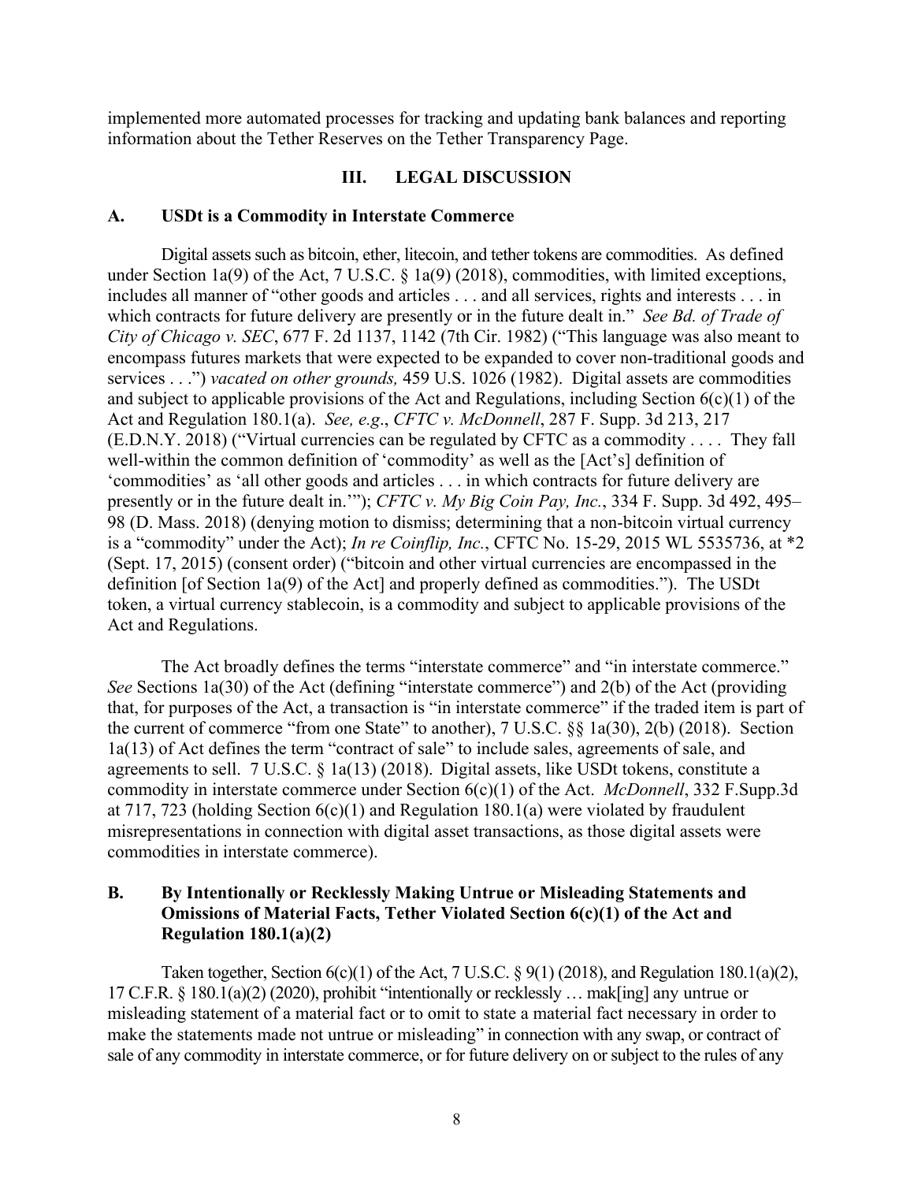implemented more automated processes for tracking and updating bank balances and reporting information about the Tether Reserves on the Tether Transparency Page.

## III. LEGAL DISCUSSION

### A. USDt is a Commodity in Interstate Commerce

Digital assets such as bitcoin, ether, litecoin, and tether tokens are commodities. As defined under Section 1a(9) of the Act, 7 U.S.C. § 1a(9) (2018), commodities, with limited exceptions, includes all manner of "other goods and articles . . . and all services, rights and interests . . . in which contracts for future delivery are presently or in the future dealt in." *See Bd. of Trade of City of Chicago v. SEC*, 677 F. 2d 1137, 1142 (7th Cir. 1982) ("This language was also meant to encompass futures markets that were expected to be expanded to cover non-traditional goods and services . . .") *vacated on other grounds,* 459 U.S. 1026 (1982). Digital assets are commodities and subject to applicable provisions of the Act and Regulations, including Section 6(c)(1) of the Act and Regulation 180.1(a). *See, e.g*., *CFTC v. McDonnell*, 287 F. Supp. 3d 213, 217 (E.D.N.Y. 2018) ("Virtual currencies can be regulated by CFTC as a commodity . . . . They fall well-within the common definition of 'commodity' as well as the [Act's] definition of 'commodities' as 'all other goods and articles . . . in which contracts for future delivery are presently or in the future dealt in.'"); *CFTC v. My Big Coin Pay, Inc.*, 334 F. Supp. 3d 492, 495–98 (D. Mass. 2018) (denying motion to dismiss; determining that a non-bitcoin virtual currency is a "commodity" under the Act); *In re Coinflip, Inc.*, CFTC No. 15-29, 2015 WL 5535736, at *2 (Sept. 17, 2015) (consent order) ("bitcoin and other virtual currencies are encompassed in the definition [of Section 1a(9) of the Act] and properly defined as commodities."). The USDt token, a virtual currency stablecoin, is a commodity and subject to applicable provisions of the Act and Regulations.

The Act broadly defines the terms "interstate commerce" and "in interstate commerce." *See* Sections 1a(30) of the Act (defining "interstate commerce") and 2(b) of the Act (providing that, for purposes of the Act, a transaction is "in interstate commerce" if the traded item is part of the current of commerce "from one State" to another), 7 U.S.C. §§ 1a(30), 2(b) (2018). Section 1a(13) of Act defines the term "contract of sale" to include sales, agreements of sale, and agreements to sell. 7 U.S.C. § 1a(13) (2018). Digital assets, like USDt tokens, constitute a commodity in interstate commerce under Section 6(c)(1) of the Act. *McDonnell*, 332 F.Supp.3d at 717, 723 (holding Section 6(c)(1) and Regulation 180.1(a) were violated by fraudulent misrepresentations in connection with digital asset transactions, as those digital assets were commodities in interstate commerce).

### B. By Intentionally or Recklessly Making Untrue or Misleading Statements and Omissions of Material Facts, Tether Violated Section 6(c)(1) of the Act and Regulation 180.1(a)(2)

Taken together, Section 6(c)(1) of the Act, 7 U.S.C. § 9(1) (2018), and Regulation 180.1(a)(2), 17 C.F.R. § 180.1(a)(2) (2020), prohibit "intentionally or recklessly … mak[ing] any untrue or misleading statement of a material fact or to omit to state a material fact necessary in order to make the statements made not untrue or misleading" in connection with any swap, or contract of sale of any commodity in interstate commerce, or for future delivery on or subject to the rules of any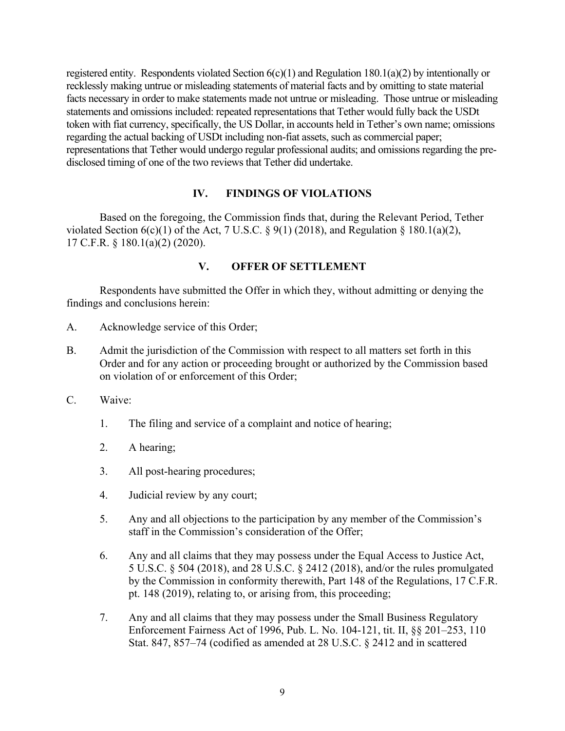registered entity. Respondents violated Section 6(c)(1) and Regulation 180.1(a)(2) by intentionally or recklessly making untrue or misleading statements of material facts and by omitting to state material facts necessary in order to make statements made not untrue or misleading. Those untrue or misleading statements and omissions included: repeated representations that Tether would fully back the USDt token with fiat currency, specifically, the US Dollar, in accounts held in Tether's own name; omissions regarding the actual backing of USDt including non-fiat assets, such as commercial paper; representations that Tether would undergo regular professional audits; and omissions regarding the pre-disclosed timing of one of the two reviews that Tether did undertake.

## IV. FINDINGS OF VIOLATIONS

Based on the foregoing, the Commission finds that, during the Relevant Period, Tether violated Section 6(c)(1) of the Act, 7 U.S.C. § 9(1) (2018), and Regulation § 180.1(a)(2), 17 C.F.R. § 180.1(a)(2) (2020).

## V. OFFER OF SETTLEMENT

Respondents have submitted the Offer in which they, without admitting or denying the findings and conclusions herein:

A. Acknowledge service of this Order;

B. Admit the jurisdiction of the Commission with respect to all matters set forth in this Order and for any action or proceeding brought or authorized by the Commission based on violation of or enforcement of this Order;

C. Waive:

1. The filing and service of a complaint and notice of hearing;

2. A hearing;

3. All post-hearing procedures;

4. Judicial review by any court;

5. Any and all objections to the participation by any member of the Commission's staff in the Commission's consideration of the Offer;

6. Any and all claims that they may possess under the Equal Access to Justice Act, 5 U.S.C. § 504 (2018), and 28 U.S.C. § 2412 (2018), and/or the rules promulgated by the Commission in conformity therewith, Part 148 of the Regulations, 17 C.F.R. pt. 148 (2019), relating to, or arising from, this proceeding;

7. Any and all claims that they may possess under the Small Business Regulatory Enforcement Fairness Act of 1996, Pub. L. No. 104-121, tit. II, §§ 201–253, 110 Stat. 847, 857–74 (codified as amended at 28 U.S.C. § 2412 and in scattered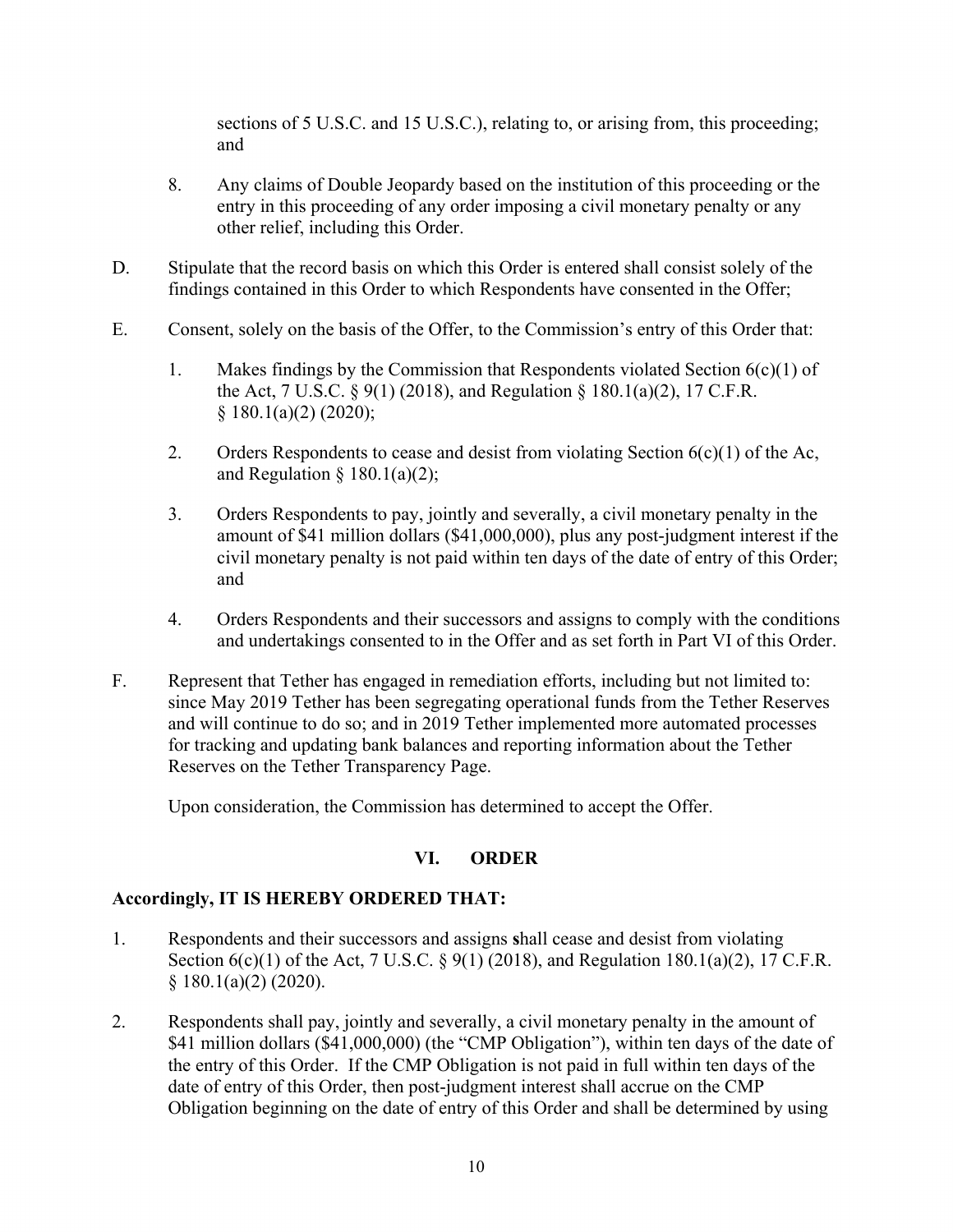sections of 5 U.S.C. and 15 U.S.C.), relating to, or arising from, this proceeding; and

8. Any claims of Double Jeopardy based on the institution of this proceeding or the entry in this proceeding of any order imposing a civil monetary penalty or any other relief, including this Order.

D. Stipulate that the record basis on which this Order is entered shall consist solely of the findings contained in this Order to which Respondents have consented in the Offer;

E. Consent, solely on the basis of the Offer, to the Commission's entry of this Order that:

1. Makes findings by the Commission that Respondents violated Section 6(c)(1) of the Act, 7 U.S.C. § 9(1) (2018), and Regulation § 180.1(a)(2), 17 C.F.R. § 180.1(a)(2) (2020);

2. Orders Respondents to cease and desist from violating Section 6(c)(1) of the Ac, and Regulation § 180.1(a)(2);

3. Orders Respondents to pay, jointly and severally, a civil monetary penalty in the amount of $41 million dollars ($41,000,000), plus any post-judgment interest if the civil monetary penalty is not paid within ten days of the date of entry of this Order; and

4. Orders Respondents and their successors and assigns to comply with the conditions and undertakings consented to in the Offer and as set forth in Part VI of this Order.

F. Represent that Tether has engaged in remediation efforts, including but not limited to: since May 2019 Tether has been segregating operational funds from the Tether Reserves and will continue to do so; and in 2019 Tether implemented more automated processes for tracking and updating bank balances and reporting information about the Tether Reserves on the Tether Transparency Page.

Upon consideration, the Commission has determined to accept the Offer.

## VI. ORDER

**Accordingly, IT IS HEREBY ORDERED THAT:**

1. Respondents and their successors and assigns **s**hall cease and desist from violating Section 6(c)(1) of the Act, 7 U.S.C. § 9(1) (2018), and Regulation 180.1(a)(2), 17 C.F.R. § 180.1(a)(2) (2020).

2. Respondents shall pay, jointly and severally, a civil monetary penalty in the amount of $41 million dollars ($41,000,000) (the "CMP Obligation"), within ten days of the date of the entry of this Order. If the CMP Obligation is not paid in full within ten days of the date of entry of this Order, then post-judgment interest shall accrue on the CMP Obligation beginning on the date of entry of this Order and shall be determined by using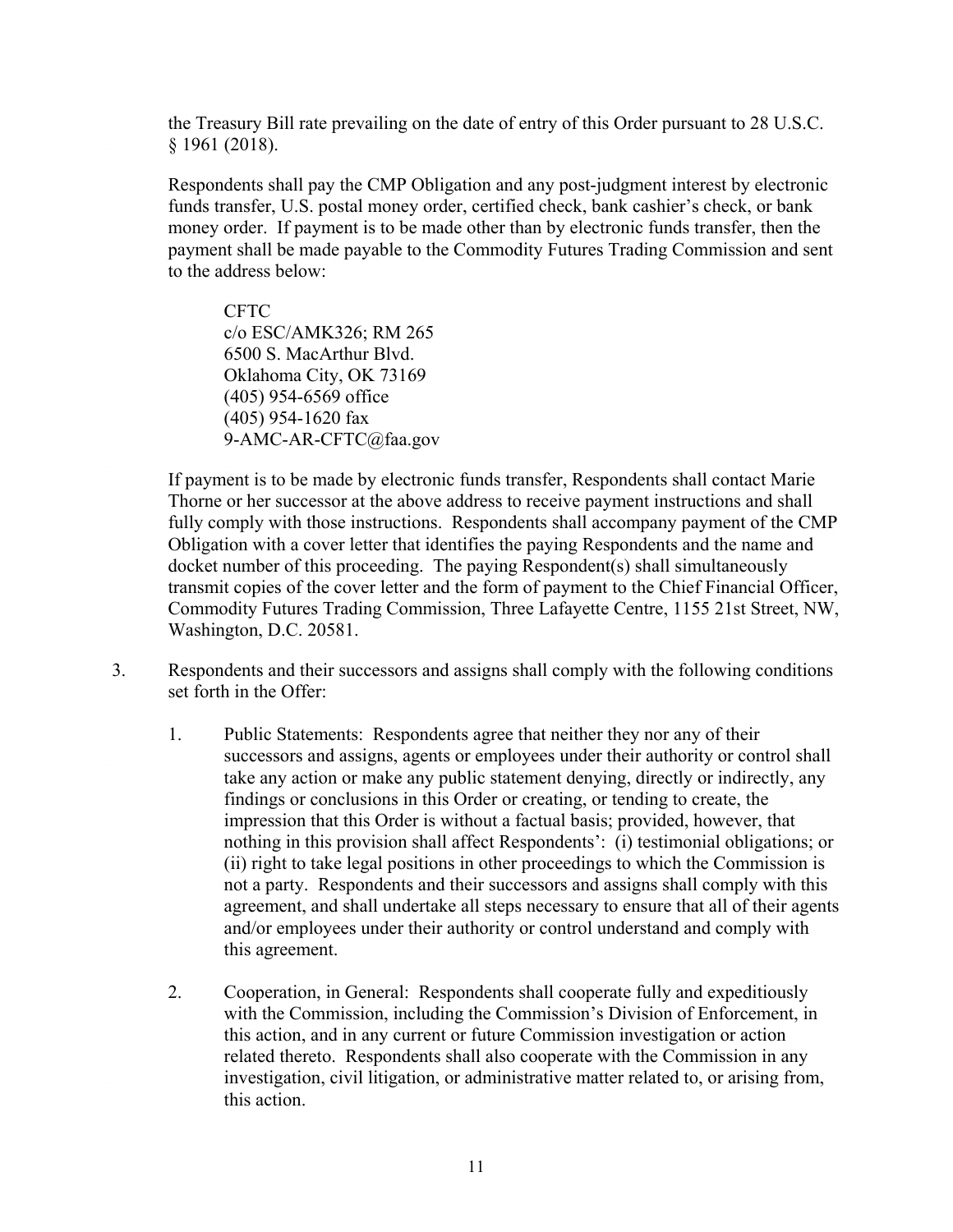the Treasury Bill rate prevailing on the date of entry of this Order pursuant to 28 U.S.C. § 1961 (2018).

Respondents shall pay the CMP Obligation and any post-judgment interest by electronic funds transfer, U.S. postal money order, certified check, bank cashier's check, or bank money order. If payment is to be made other than by electronic funds transfer, then the payment shall be made payable to the Commodity Futures Trading Commission and sent to the address below:

CFTC
c/o ESC/AMK326; RM 265
6500 S. MacArthur Blvd.
Oklahoma City, OK 73169
(405) 954-6569 office
(405) 954-1620 fax
9-AMC-AR-CFTC@faa.gov

If payment is to be made by electronic funds transfer, Respondents shall contact Marie Thorne or her successor at the above address to receive payment instructions and shall fully comply with those instructions. Respondents shall accompany payment of the CMP Obligation with a cover letter that identifies the paying Respondents and the name and docket number of this proceeding. The paying Respondent(s) shall simultaneously transmit copies of the cover letter and the form of payment to the Chief Financial Officer, Commodity Futures Trading Commission, Three Lafayette Centre, 1155 21st Street, NW, Washington, D.C. 20581.

3. Respondents and their successors and assigns shall comply with the following conditions set forth in the Offer:

    1. Public Statements: Respondents agree that neither they nor any of their successors and assigns, agents or employees under their authority or control shall take any action or make any public statement denying, directly or indirectly, any findings or conclusions in this Order or creating, or tending to create, the impression that this Order is without a factual basis; provided, however, that nothing in this provision shall affect Respondents': (i) testimonial obligations; or (ii) right to take legal positions in other proceedings to which the Commission is not a party. Respondents and their successors and assigns shall comply with this agreement, and shall undertake all steps necessary to ensure that all of their agents and/or employees under their authority or control understand and comply with this agreement.

    2. Cooperation, in General: Respondents shall cooperate fully and expeditiously with the Commission, including the Commission's Division of Enforcement, in this action, and in any current or future Commission investigation or action related thereto. Respondents shall also cooperate with the Commission in any investigation, civil litigation, or administrative matter related to, or arising from, this action.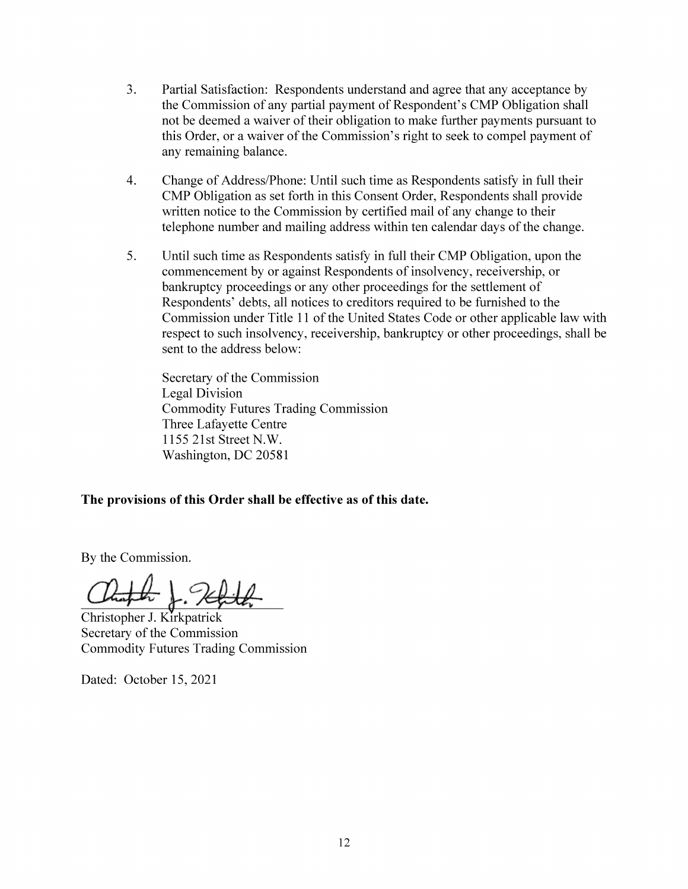3. Partial Satisfaction: Respondents understand and agree that any acceptance by the Commission of any partial payment of Respondent's CMP Obligation shall not be deemed a waiver of their obligation to make further payments pursuant to this Order, or a waiver of the Commission's right to seek to compel payment of any remaining balance.

4. Change of Address/Phone: Until such time as Respondents satisfy in full their CMP Obligation as set forth in this Consent Order, Respondents shall provide written notice to the Commission by certified mail of any change to their telephone number and mailing address within ten calendar days of the change.

5. Until such time as Respondents satisfy in full their CMP Obligation, upon the commencement by or against Respondents of insolvency, receivership, or bankruptcy proceedings or any other proceedings for the settlement of Respondents' debts, all notices to creditors required to be furnished to the Commission under Title 11 of the United States Code or other applicable law with respect to such insolvency, receivership, bankruptcy or other proceedings, shall be sent to the address below:

   Secretary of the Commission
   Legal Division
   Commodity Futures Trading Commission
   Three Lafayette Centre
   1155 21st Street N.W.
   Washington, DC 20581

**The provisions of this Order shall be effective as of this date.**

By the Commission.

Christopher J. Kirkpatrick
Secretary of the Commission
Commodity Futures Trading Commission

Dated: October 15, 2021